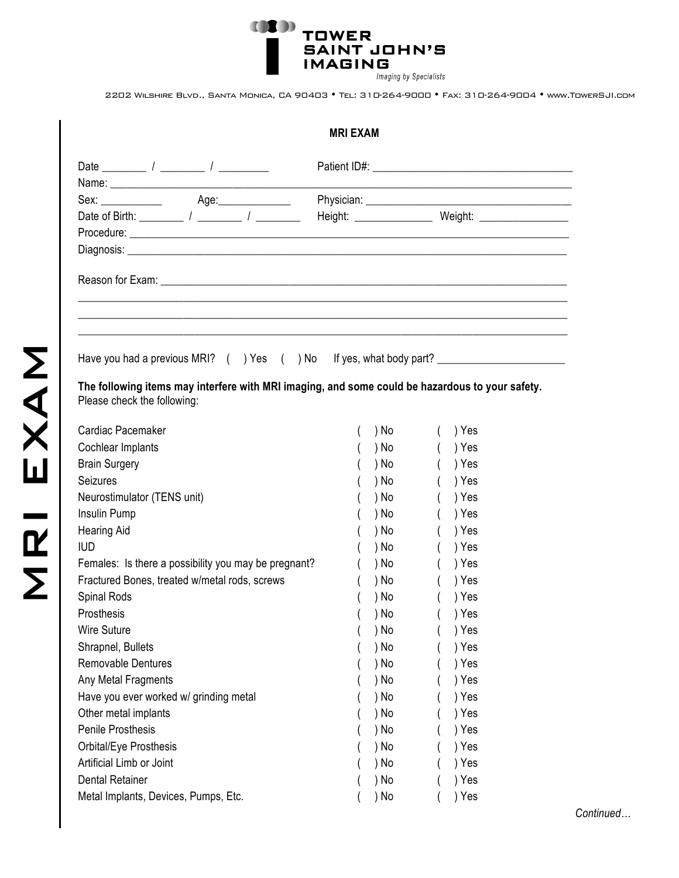TOWER SAINT JOHN'S IMAGING

*Imaging by Specialists*

2202 Wilshire Blvd., Santa Monica, CA 90403 • Tel: 310-264-9000 • Fax: 310-264-9004 • www.TowerSJI.com

MRI EXAM

## MRI EXAM

Date ________ / ________ / _________ Patient ID#: ___________________________________

Name: _______________________________________________________________________________

Sex: ___________ Age:_____________ Physician: ___________________________________

Date of Birth: ________ / ________ / ________ Height: ______________ Weight: ________________

Procedure: ___________________________________________________________________________

Diagnosis: ___________________________________________________________________________

Reason for Exam: ______________________________________________________________________

_____________________________________________________________________________________

_____________________________________________________________________________________

_____________________________________________________________________________________

Have you had a previous MRI? ( ) Yes ( ) No If yes, what body part? _______________________

**The following items may interfere with MRI imaging, and some could be hazardous to your safety.**
Please check the following:

| Item | No | Yes |
|---|---|---|
| Cardiac Pacemaker | ( ) No | ( ) Yes |
| Cochlear Implants | ( ) No | ( ) Yes |
| Brain Surgery | ( ) No | ( ) Yes |
| Seizures | ( ) No | ( ) Yes |
| Neurostimulator (TENS unit) | ( ) No | ( ) Yes |
| Insulin Pump | ( ) No | ( ) Yes |
| Hearing Aid | ( ) No | ( ) Yes |
| IUD | ( ) No | ( ) Yes |
| Females: Is there a possibility you may be pregnant? | ( ) No | ( ) Yes |
| Fractured Bones, treated w/metal rods, screws | ( ) No | ( ) Yes |
| Spinal Rods | ( ) No | ( ) Yes |
| Prosthesis | ( ) No | ( ) Yes |
| Wire Suture | ( ) No | ( ) Yes |
| Shrapnel, Bullets | ( ) No | ( ) Yes |
| Removable Dentures | ( ) No | ( ) Yes |
| Any Metal Fragments | ( ) No | ( ) Yes |
| Have you ever worked w/ grinding metal | ( ) No | ( ) Yes |
| Other metal implants | ( ) No | ( ) Yes |
| Penile Prosthesis | ( ) No | ( ) Yes |
| Orbital/Eye Prosthesis | ( ) No | ( ) Yes |
| Artificial Limb or Joint | ( ) No | ( ) Yes |
| Dental Retainer | ( ) No | ( ) Yes |
| Metal Implants, Devices, Pumps, Etc. | ( ) No | ( ) Yes |

*Continued…*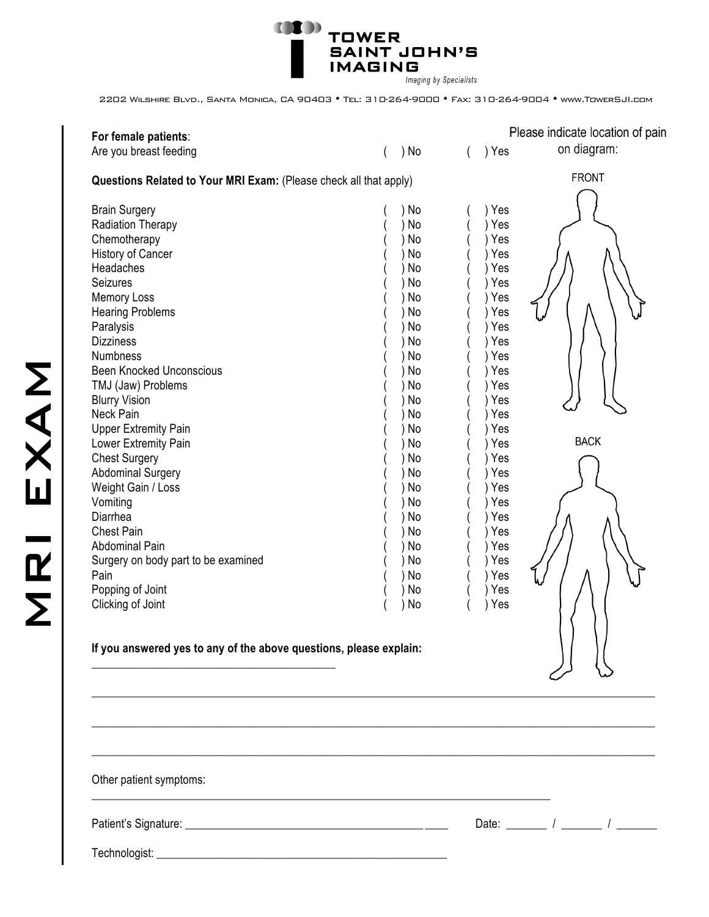**TOWER SAINT JOHN'S IMAGING**
*Imaging by Specialists*

2202 Wilshire Blvd., Santa Monica, CA 90403 • Tel: 310-264-9000 • Fax: 310-264-9004 • www.TowerSJI.com

# MRI EXAM

**For female patients**:

| | | |
|---|---|---|
| Are you breast feeding | ( ) No | ( ) Yes |

**Questions Related to Your MRI Exam:** (Please check all that apply)

| | | |
|---|---|---|
| Brain Surgery | ( ) No | ( ) Yes |
| Radiation Therapy | ( ) No | ( ) Yes |
| Chemotherapy | ( ) No | ( ) Yes |
| History of Cancer | ( ) No | ( ) Yes |
| Headaches | ( ) No | ( ) Yes |
| Seizures | ( ) No | ( ) Yes |
| Memory Loss | ( ) No | ( ) Yes |
| Hearing Problems | ( ) No | ( ) Yes |
| Paralysis | ( ) No | ( ) Yes |
| Dizziness | ( ) No | ( ) Yes |
| Numbness | ( ) No | ( ) Yes |
| Been Knocked Unconscious | ( ) No | ( ) Yes |
| TMJ (Jaw) Problems | ( ) No | ( ) Yes |
| Blurry Vision | ( ) No | ( ) Yes |
| Neck Pain | ( ) No | ( ) Yes |
| Upper Extremity Pain | ( ) No | ( ) Yes |
| Lower Extremity Pain | ( ) No | ( ) Yes |
| Chest Surgery | ( ) No | ( ) Yes |
| Abdominal Surgery | ( ) No | ( ) Yes |
| Weight Gain / Loss | ( ) No | ( ) Yes |
| Vomiting | ( ) No | ( ) Yes |
| Diarrhea | ( ) No | ( ) Yes |
| Chest Pain | ( ) No | ( ) Yes |
| Abdominal Pain | ( ) No | ( ) Yes |
| Surgery on body part to be examined | ( ) No | ( ) Yes |
| Pain | ( ) No | ( ) Yes |
| Popping of Joint | ( ) No | ( ) Yes |
| Clicking of Joint | ( ) No | ( ) Yes |

Please indicate location of pain on diagram:

FRONT

BACK

**If you answered yes to any of the above questions, please explain:** ___________________________

_______________________________________________

_______________________________________________

_______________________________________________

Other patient symptoms: _______________________________________________

Patient's Signature: ___________________________ Date: _______ / _______ / _______

Technologist: ___________________________